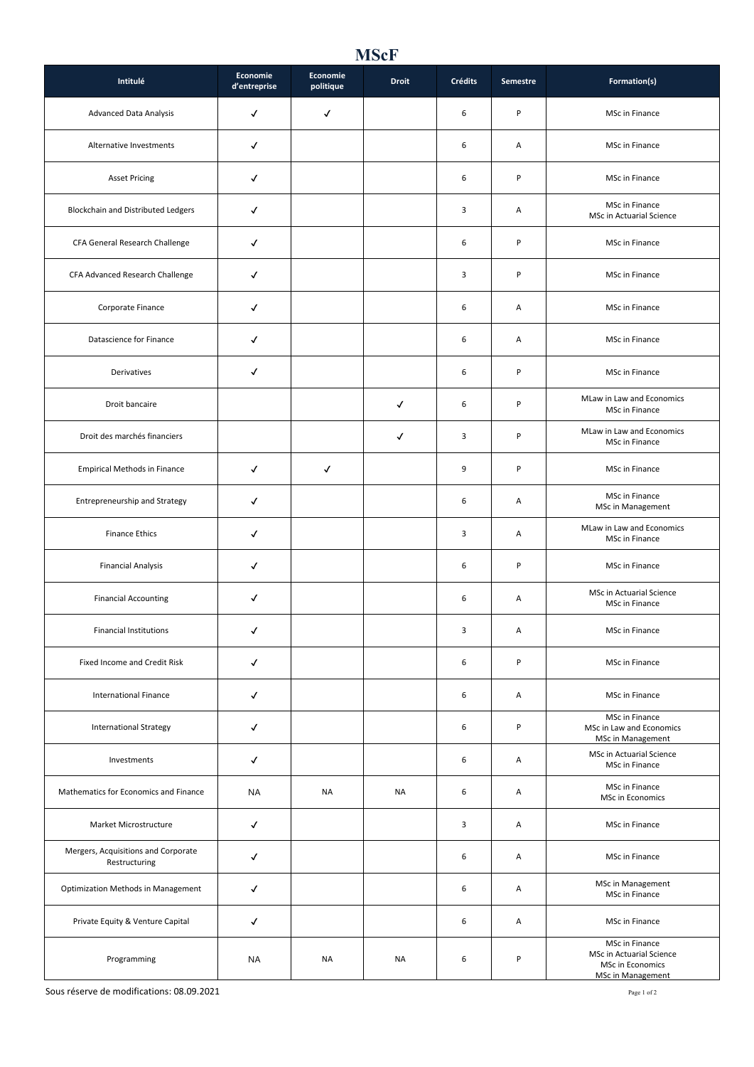# MScF

| Intitulé | Economie d'entreprise | Economie politique | Droit | Crédits | Semestre | Formation(s) |
|---|---|---|---|---|---|---|
| Advanced Data Analysis | ✓ | ✓ | | 6 | P | MSc in Finance |
| Alternative Investments | ✓ | | | 6 | A | MSc in Finance |
| Asset Pricing | ✓ | | | 6 | P | MSc in Finance |
| Blockchain and Distributed Ledgers | ✓ | | | 3 | A | MSc in Finance<br>MSc in Actuarial Science |
| CFA General Research Challenge | ✓ | | | 6 | P | MSc in Finance |
| CFA Advanced Research Challenge | ✓ | | | 3 | P | MSc in Finance |
| Corporate Finance | ✓ | | | 6 | A | MSc in Finance |
| Datascience for Finance | ✓ | | | 6 | A | MSc in Finance |
| Derivatives | ✓ | | | 6 | P | MSc in Finance |
| Droit bancaire | | | ✓ | 6 | P | MLaw in Law and Economics<br>MSc in Finance |
| Droit des marchés financiers | | | ✓ | 3 | P | MLaw in Law and Economics<br>MSc in Finance |
| Empirical Methods in Finance | ✓ | ✓ | | 9 | P | MSc in Finance |
| Entrepreneurship and Strategy | ✓ | | | 6 | A | MSc in Finance<br>MSc in Management |
| Finance Ethics | ✓ | | | 3 | A | MLaw in Law and Economics<br>MSc in Finance |
| Financial Analysis | ✓ | | | 6 | P | MSc in Finance |
| Financial Accounting | ✓ | | | 6 | A | MSc in Actuarial Science<br>MSc in Finance |
| Financial Institutions | ✓ | | | 3 | A | MSc in Finance |
| Fixed Income and Credit Risk | ✓ | | | 6 | P | MSc in Finance |
| International Finance | ✓ | | | 6 | A | MSc in Finance |
| International Strategy | ✓ | | | 6 | P | MSc in Finance<br>MSc in Law and Economics<br>MSc in Management |
| Investments | ✓ | | | 6 | A | MSc in Actuarial Science<br>MSc in Finance |
| Mathematics for Economics and Finance | NA | NA | NA | 6 | A | MSc in Finance<br>MSc in Economics |
| Market Microstructure | ✓ | | | 3 | A | MSc in Finance |
| Mergers, Acquisitions and Corporate Restructuring | ✓ | | | 6 | A | MSc in Finance |
| Optimization Methods in Management | ✓ | | | 6 | A | MSc in Management<br>MSc in Finance |
| Private Equity & Venture Capital | ✓ | | | 6 | A | MSc in Finance |
| Programming | NA | NA | NA | 6 | P | MSc in Finance<br>MSc in Actuarial Science<br>MSc in Economics<br>MSc in Management |

Sous réserve de modifications: 08.09.2021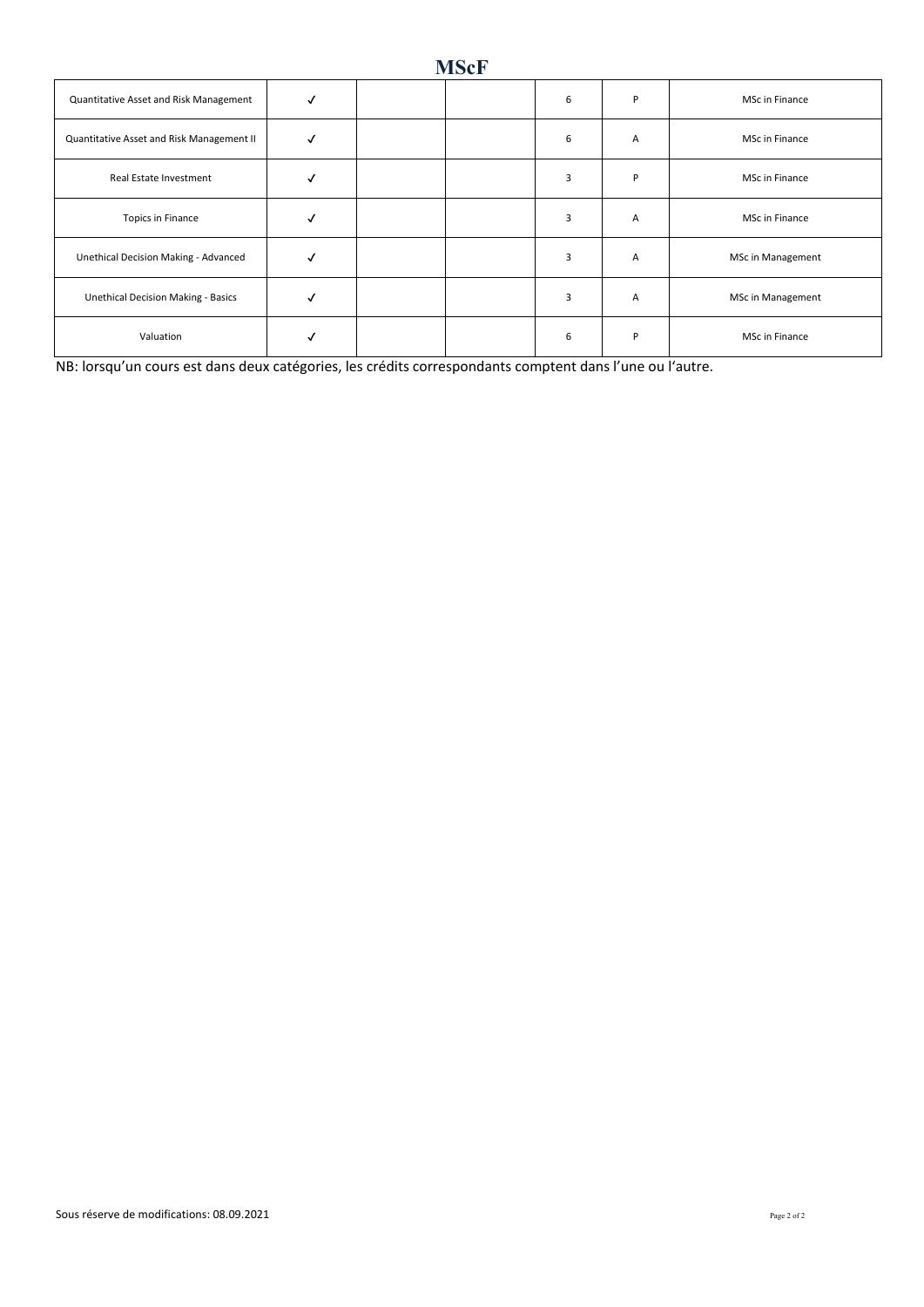## MScF

| | | | | | | |
|---|---|---|---|---|---|---|
| Quantitative Asset and Risk Management | ✓ | | | 6 | P | MSc in Finance |
| Quantitative Asset and Risk Management II | ✓ | | | 6 | A | MSc in Finance |
| Real Estate Investment | ✓ | | | 3 | P | MSc in Finance |
| Topics in Finance | ✓ | | | 3 | A | MSc in Finance |
| Unethical Decision Making - Advanced | ✓ | | | 3 | A | MSc in Management |
| Unethical Decision Making - Basics | ✓ | | | 3 | A | MSc in Management |
| Valuation | ✓ | | | 6 | P | MSc in Finance |

NB: lorsqu'un cours est dans deux catégories, les crédits correspondants comptent dans l'une ou l'autre.

Sous réserve de modifications: 08.09.2021